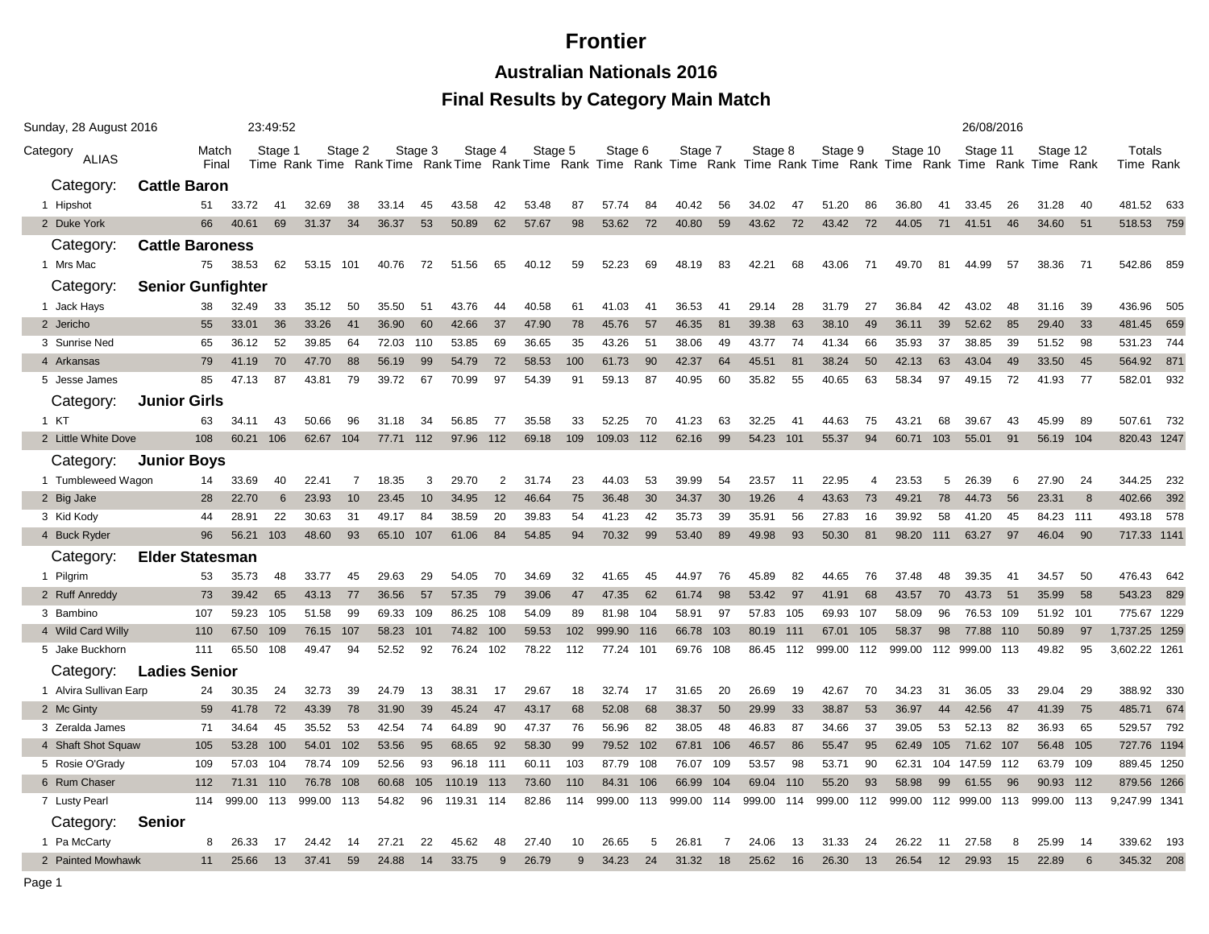# Frontier

## Australian Nationals 2016

### Final Results by Category Main Match

Sunday, 28 August 2016 23:49:52 26/08/2016

| Category ALIAS | Match Final | Stage 1 Time | Stage 1 Rank | Stage 2 Time | Stage 2 Rank | Stage 3 Time | Stage 3 Rank | Stage 4 Time | Stage 4 Rank | Stage 5 Time | Stage 5 Rank | Stage 6 Time | Stage 6 Rank | Stage 7 Time | Stage 7 Rank | Stage 8 Time | Stage 8 Rank | Stage 9 Time | Stage 9 Rank | Stage 10 Time | Stage 10 Rank | Stage 11 Time | Stage 11 Rank | Stage 12 Time | Stage 12 Rank | Totals Time | Totals Rank |
|---|---|---|---|---|---|---|---|---|---|---|---|---|---|---|---|---|---|---|---|---|---|---|---|---|---|---|---|
| **Category: Cattle Baron** | | | | | | | | | | | | | | | | | | | | | | | | | | | |
| 1 Hipshot | 51 | 33.72 | 41 | 32.69 | 38 | 33.14 | 45 | 43.58 | 42 | 53.48 | 87 | 57.74 | 84 | 40.42 | 56 | 34.02 | 47 | 51.20 | 86 | 36.80 | 41 | 33.45 | 26 | 31.28 | 40 | 481.52 | 633 |
| 2 Duke York | 66 | 40.61 | 69 | 31.37 | 34 | 36.37 | 53 | 50.89 | 62 | 57.67 | 98 | 53.62 | 72 | 40.80 | 59 | 43.62 | 72 | 43.42 | 72 | 44.05 | 71 | 41.51 | 46 | 34.60 | 51 | 518.53 | 759 |
| **Category: Cattle Baroness** | | | | | | | | | | | | | | | | | | | | | | | | | | | |
| 1 Mrs Mac | 75 | 38.53 | 62 | 53.15 | 101 | 40.76 | 72 | 51.56 | 65 | 40.12 | 59 | 52.23 | 69 | 48.19 | 83 | 42.21 | 68 | 43.06 | 71 | 49.70 | 81 | 44.99 | 57 | 38.36 | 71 | 542.86 | 859 |
| **Category: Senior Gunfighter** | | | | | | | | | | | | | | | | | | | | | | | | | | | |
| 1 Jack Hays | 38 | 32.49 | 33 | 35.12 | 50 | 35.50 | 51 | 43.76 | 44 | 40.58 | 61 | 41.03 | 41 | 36.53 | 41 | 29.14 | 28 | 31.79 | 27 | 36.84 | 42 | 43.02 | 48 | 31.16 | 39 | 436.96 | 505 |
| 2 Jericho | 55 | 33.01 | 36 | 33.26 | 41 | 36.90 | 60 | 42.66 | 37 | 47.90 | 78 | 45.76 | 57 | 46.35 | 81 | 39.38 | 63 | 38.10 | 49 | 36.11 | 39 | 52.62 | 85 | 29.40 | 33 | 481.45 | 659 |
| 3 Sunrise Ned | 65 | 36.12 | 52 | 39.85 | 64 | 72.03 | 110 | 53.85 | 69 | 36.65 | 35 | 43.26 | 51 | 38.06 | 49 | 43.77 | 74 | 41.34 | 66 | 35.93 | 37 | 38.85 | 39 | 51.52 | 98 | 531.23 | 744 |
| 4 Arkansas | 79 | 41.19 | 70 | 47.70 | 88 | 56.19 | 99 | 54.79 | 72 | 58.53 | 100 | 61.73 | 90 | 42.37 | 64 | 45.51 | 81 | 38.24 | 50 | 42.13 | 63 | 43.04 | 49 | 33.50 | 45 | 564.92 | 871 |
| 5 Jesse James | 85 | 47.13 | 87 | 43.81 | 79 | 39.72 | 67 | 70.99 | 97 | 54.39 | 91 | 59.13 | 87 | 40.95 | 60 | 35.82 | 55 | 40.65 | 63 | 58.34 | 97 | 49.15 | 72 | 41.93 | 77 | 582.01 | 932 |
| **Category: Junior Girls** | | | | | | | | | | | | | | | | | | | | | | | | | | | |
| 1 KT | 63 | 34.11 | 43 | 50.66 | 96 | 31.18 | 34 | 56.85 | 77 | 35.58 | 33 | 52.25 | 70 | 41.23 | 63 | 32.25 | 41 | 44.63 | 75 | 43.21 | 68 | 39.67 | 43 | 45.99 | 89 | 507.61 | 732 |
| 2 Little White Dove | 108 | 60.21 | 106 | 62.67 | 104 | 77.71 | 112 | 97.96 | 112 | 69.18 | 109 | 109.03 | 112 | 62.16 | 99 | 54.23 | 101 | 55.37 | 94 | 60.71 | 103 | 55.01 | 91 | 56.19 | 104 | 820.43 | 1247 |
| **Category: Junior Boys** | | | | | | | | | | | | | | | | | | | | | | | | | | | |
| 1 Tumbleweed Wagon | 14 | 33.69 | 40 | 22.41 | 7 | 18.35 | 3 | 29.70 | 2 | 31.74 | 23 | 44.03 | 53 | 39.99 | 54 | 23.57 | 11 | 22.95 | 4 | 23.53 | 5 | 26.39 | 6 | 27.90 | 24 | 344.25 | 232 |
| 2 Big Jake | 28 | 22.70 | 6 | 23.93 | 10 | 23.45 | 10 | 34.95 | 12 | 46.64 | 75 | 36.48 | 30 | 34.37 | 30 | 19.26 | 4 | 43.63 | 73 | 49.21 | 78 | 44.73 | 56 | 23.31 | 8 | 402.66 | 392 |
| 3 Kid Kody | 44 | 28.91 | 22 | 30.63 | 31 | 49.17 | 84 | 38.59 | 20 | 39.83 | 54 | 41.23 | 42 | 35.73 | 39 | 35.91 | 56 | 27.83 | 16 | 39.92 | 58 | 41.20 | 45 | 84.23 | 111 | 493.18 | 578 |
| 4 Buck Ryder | 96 | 56.21 | 103 | 48.60 | 93 | 65.10 | 107 | 61.06 | 84 | 54.85 | 94 | 70.32 | 99 | 53.40 | 89 | 49.98 | 93 | 50.30 | 81 | 98.20 | 111 | 63.27 | 97 | 46.04 | 90 | 717.33 | 1141 |
| **Category: Elder Statesman** | | | | | | | | | | | | | | | | | | | | | | | | | | | |
| 1 Pilgrim | 53 | 35.73 | 48 | 33.77 | 45 | 29.63 | 29 | 54.05 | 70 | 34.69 | 32 | 41.65 | 45 | 44.97 | 76 | 45.89 | 82 | 44.65 | 76 | 37.48 | 48 | 39.35 | 41 | 34.57 | 50 | 476.43 | 642 |
| 2 Ruff Anreddy | 73 | 39.42 | 65 | 43.13 | 77 | 36.56 | 57 | 57.35 | 79 | 39.06 | 47 | 47.35 | 62 | 61.74 | 98 | 53.42 | 97 | 41.91 | 68 | 43.57 | 70 | 43.73 | 51 | 35.99 | 58 | 543.23 | 829 |
| 3 Bambino | 107 | 59.23 | 105 | 51.58 | 99 | 69.33 | 109 | 86.25 | 108 | 54.09 | 89 | 81.98 | 104 | 58.91 | 97 | 57.83 | 105 | 69.93 | 107 | 58.09 | 96 | 76.53 | 109 | 51.92 | 101 | 775.67 | 1229 |
| 4 Wild Card Willy | 110 | 67.50 | 109 | 76.15 | 107 | 58.23 | 101 | 74.82 | 100 | 59.53 | 102 | 999.90 | 116 | 66.78 | 103 | 80.19 | 111 | 67.01 | 105 | 58.37 | 98 | 77.88 | 110 | 50.89 | 97 | 1,737.25 | 1259 |
| 5 Jake Buckhorn | 111 | 65.50 | 108 | 49.47 | 94 | 52.52 | 92 | 76.24 | 102 | 78.22 | 112 | 77.24 | 101 | 69.76 | 108 | 86.45 | 112 | 999.00 | 112 | 999.00 | 112 | 999.00 | 113 | 49.82 | 95 | 3,602.22 | 1261 |
| **Category: Ladies Senior** | | | | | | | | | | | | | | | | | | | | | | | | | | | |
| 1 Alvira Sullivan Earp | 24 | 30.35 | 24 | 32.73 | 39 | 24.79 | 13 | 38.31 | 17 | 29.67 | 18 | 32.74 | 17 | 31.65 | 20 | 26.69 | 19 | 42.67 | 70 | 34.23 | 31 | 36.05 | 33 | 29.04 | 29 | 388.92 | 330 |
| 2 Mc Ginty | 59 | 41.78 | 72 | 43.39 | 78 | 31.90 | 39 | 45.24 | 47 | 43.17 | 68 | 52.08 | 68 | 38.37 | 50 | 29.99 | 33 | 38.87 | 53 | 36.97 | 44 | 42.56 | 47 | 41.39 | 75 | 485.71 | 674 |
| 3 Zeralda James | 71 | 34.64 | 45 | 35.52 | 53 | 42.54 | 74 | 64.89 | 90 | 47.37 | 76 | 56.96 | 82 | 38.05 | 48 | 46.83 | 87 | 34.66 | 37 | 39.05 | 53 | 52.13 | 82 | 36.93 | 65 | 529.57 | 792 |
| 4 Shaft Shot Squaw | 105 | 53.28 | 100 | 54.01 | 102 | 53.56 | 95 | 68.65 | 92 | 58.30 | 99 | 79.52 | 102 | 67.81 | 106 | 46.57 | 86 | 55.47 | 95 | 62.49 | 105 | 71.62 | 107 | 56.48 | 105 | 727.76 | 1194 |
| 5 Rosie O'Grady | 109 | 57.03 | 104 | 78.74 | 109 | 52.56 | 93 | 96.18 | 111 | 60.11 | 103 | 87.79 | 108 | 76.07 | 109 | 53.57 | 98 | 53.71 | 90 | 62.31 | 104 | 147.59 | 112 | 63.79 | 109 | 889.45 | 1250 |
| 6 Rum Chaser | 112 | 71.31 | 110 | 76.78 | 108 | 60.68 | 105 | 110.19 | 113 | 73.60 | 110 | 84.31 | 106 | 66.99 | 104 | 69.04 | 110 | 55.20 | 93 | 58.98 | 99 | 61.55 | 96 | 90.93 | 112 | 879.56 | 1266 |
| 7 Lusty Pearl | 114 | 999.00 | 113 | 999.00 | 113 | 54.82 | 96 | 119.31 | 114 | 82.86 | 114 | 999.00 | 113 | 999.00 | 114 | 999.00 | 114 | 999.00 | 112 | 999.00 | 112 | 999.00 | 113 | 999.00 | 113 | 9,247.99 | 1341 |
| **Category: Senior** | | | | | | | | | | | | | | | | | | | | | | | | | | | |
| 1 Pa McCarty | 8 | 26.33 | 17 | 24.42 | 14 | 27.21 | 22 | 45.62 | 48 | 27.40 | 10 | 26.65 | 5 | 26.81 | 7 | 24.06 | 13 | 31.33 | 24 | 26.22 | 11 | 27.58 | 8 | 25.99 | 14 | 339.62 | 193 |
| 2 Painted Mowhawk | 11 | 25.66 | 13 | 37.41 | 59 | 24.88 | 14 | 33.75 | 9 | 26.79 | 9 | 34.23 | 24 | 31.32 | 18 | 25.62 | 16 | 26.30 | 13 | 26.54 | 12 | 29.93 | 15 | 22.89 | 6 | 345.32 | 208 |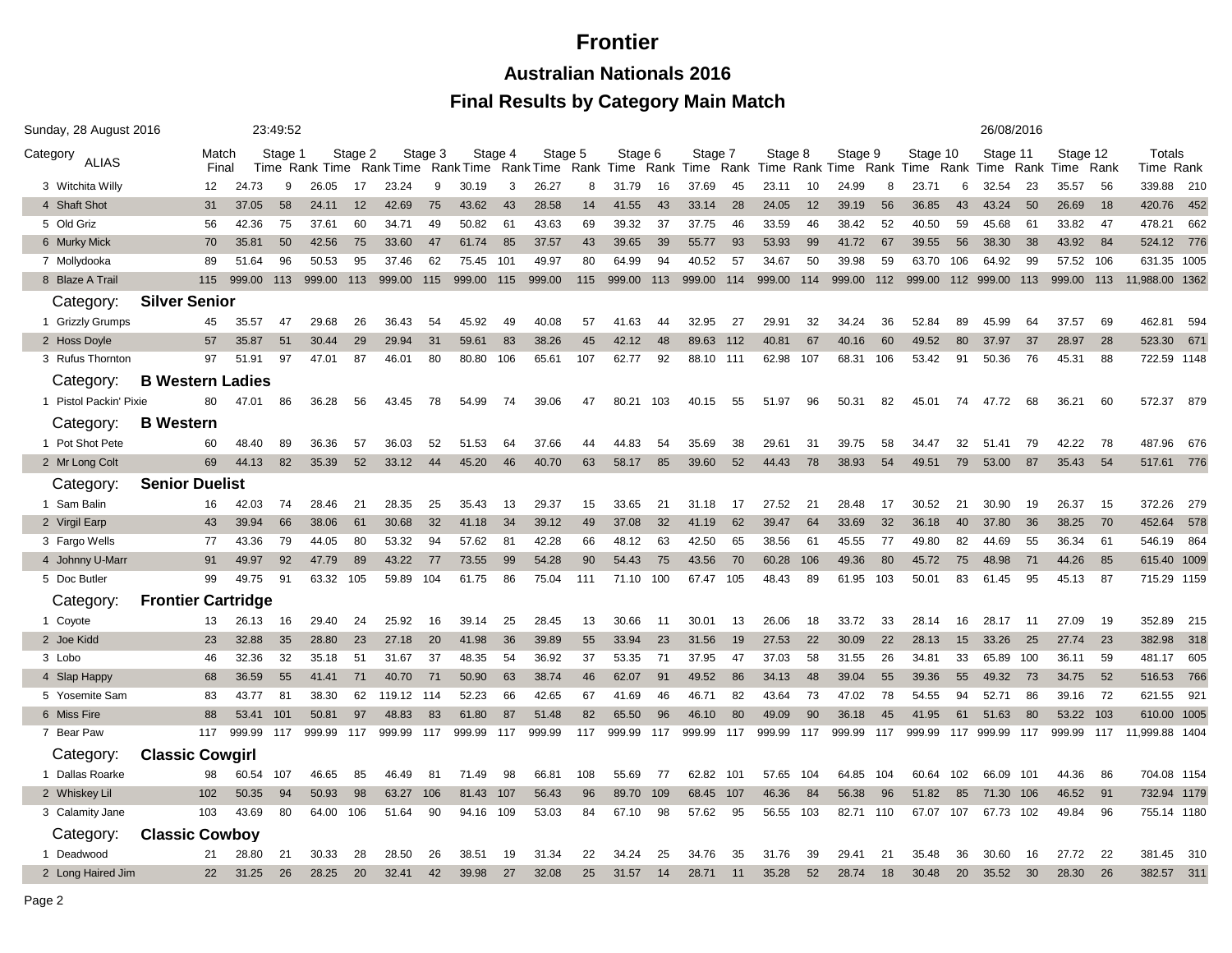# Frontier

## Australian Nationals 2016

## Final Results by Category Main Match

Sunday, 28 August 2016 23:49:52 26/08/2016

| Category ALIAS | Match Final | Stage 1 Time | Rank | Stage 2 Time | Rank | Stage 3 Time | Rank | Stage 4 Time | Rank | Stage 5 Time | Rank | Stage 6 Time | Rank | Stage 7 Time | Rank | Stage 8 Time | Rank | Stage 9 Time | Rank | Stage 10 Time | Rank | Stage 11 Time | Rank | Stage 12 Time | Rank | Totals Time | Rank |
|---|---|---|---|---|---|---|---|---|---|---|---|---|---|---|---|---|---|---|---|---|---|---|---|---|---|---|---|
| 3 Witchita Willy | 12 | 24.73 | 9 | 26.05 | 17 | 23.24 | 9 | 30.19 | 3 | 26.27 | 8 | 31.79 | 16 | 37.69 | 45 | 23.11 | 10 | 24.99 | 8 | 23.71 | 6 | 32.54 | 23 | 35.57 | 56 | 339.88 | 210 |
| 4 Shaft Shot | 31 | 37.05 | 58 | 24.11 | 12 | 42.69 | 75 | 43.62 | 43 | 28.58 | 14 | 41.55 | 43 | 33.14 | 28 | 24.05 | 12 | 39.19 | 56 | 36.85 | 43 | 43.24 | 50 | 26.69 | 18 | 420.76 | 452 |
| 5 Old Griz | 56 | 42.36 | 75 | 37.61 | 60 | 34.71 | 49 | 50.82 | 61 | 43.63 | 69 | 39.32 | 37 | 37.75 | 46 | 33.59 | 46 | 38.42 | 52 | 40.50 | 59 | 45.68 | 61 | 33.82 | 47 | 478.21 | 662 |
| 6 Murky Mick | 70 | 35.81 | 50 | 42.56 | 75 | 33.60 | 47 | 61.74 | 85 | 37.57 | 43 | 39.65 | 39 | 55.77 | 93 | 53.93 | 99 | 41.72 | 67 | 39.55 | 56 | 38.30 | 38 | 43.92 | 84 | 524.12 | 776 |
| 7 Mollydooka | 89 | 51.64 | 96 | 50.53 | 95 | 37.46 | 62 | 75.45 | 101 | 49.97 | 80 | 64.99 | 94 | 40.52 | 57 | 34.67 | 50 | 39.98 | 59 | 63.70 | 106 | 64.92 | 99 | 57.52 | 106 | 631.35 | 1005 |
| 8 Blaze A Trail | 115 | 999.00 | 113 | 999.00 | 113 | 999.00 | 115 | 999.00 | 115 | 999.00 | 115 | 999.00 | 113 | 999.00 | 114 | 999.00 | 114 | 999.00 | 112 | 999.00 | 112 | 999.00 | 113 | 999.00 | 113 | 11,988.00 | 1362 |
| **Category: Silver Senior** | | | | | | | | | | | | | | | | | | | | | | | | | | | |
| 1 Grizzly Grumps | 45 | 35.57 | 47 | 29.68 | 26 | 36.43 | 54 | 45.92 | 49 | 40.08 | 57 | 41.63 | 44 | 32.95 | 27 | 29.91 | 32 | 34.24 | 36 | 52.84 | 89 | 45.99 | 64 | 37.57 | 69 | 462.81 | 594 |
| 2 Hoss Doyle | 57 | 35.87 | 51 | 30.44 | 29 | 29.94 | 31 | 59.61 | 83 | 38.26 | 45 | 42.12 | 48 | 89.63 | 112 | 40.81 | 67 | 40.16 | 60 | 49.52 | 80 | 37.97 | 37 | 28.97 | 28 | 523.30 | 671 |
| 3 Rufus Thornton | 97 | 51.91 | 97 | 47.01 | 87 | 46.01 | 80 | 80.80 | 106 | 65.61 | 107 | 62.77 | 92 | 88.10 | 111 | 62.98 | 107 | 68.31 | 106 | 53.42 | 91 | 50.36 | 76 | 45.31 | 88 | 722.59 | 1148 |
| **Category: B Western Ladies** | | | | | | | | | | | | | | | | | | | | | | | | | | | |
| 1 Pistol Packin' Pixie | 80 | 47.01 | 86 | 36.28 | 56 | 43.45 | 78 | 54.99 | 74 | 39.06 | 47 | 80.21 | 103 | 40.15 | 55 | 51.97 | 96 | 50.31 | 82 | 45.01 | 74 | 47.72 | 68 | 36.21 | 60 | 572.37 | 879 |
| **Category: B Western** | | | | | | | | | | | | | | | | | | | | | | | | | | | |
| 1 Pot Shot Pete | 60 | 48.40 | 89 | 36.36 | 57 | 36.03 | 52 | 51.53 | 64 | 37.66 | 44 | 44.83 | 54 | 35.69 | 38 | 29.61 | 31 | 39.75 | 58 | 34.47 | 32 | 51.41 | 79 | 42.22 | 78 | 487.96 | 676 |
| 2 Mr Long Colt | 69 | 44.13 | 82 | 35.39 | 52 | 33.12 | 44 | 45.20 | 46 | 40.70 | 63 | 58.17 | 85 | 39.60 | 52 | 44.43 | 78 | 38.93 | 54 | 49.51 | 79 | 53.00 | 87 | 35.43 | 54 | 517.61 | 776 |
| **Category: Senior Duelist** | | | | | | | | | | | | | | | | | | | | | | | | | | | |
| 1 Sam Balin | 16 | 42.03 | 74 | 28.46 | 21 | 28.35 | 25 | 35.43 | 13 | 29.37 | 15 | 33.65 | 21 | 31.18 | 17 | 27.52 | 21 | 28.48 | 17 | 30.52 | 21 | 30.90 | 19 | 26.37 | 15 | 372.26 | 279 |
| 2 Virgil Earp | 43 | 39.94 | 66 | 38.06 | 61 | 30.68 | 32 | 41.18 | 34 | 39.12 | 49 | 37.08 | 32 | 41.19 | 62 | 39.47 | 64 | 33.69 | 32 | 36.18 | 40 | 37.80 | 36 | 38.25 | 70 | 452.64 | 578 |
| 3 Fargo Wells | 77 | 43.36 | 79 | 44.05 | 80 | 53.32 | 94 | 57.62 | 81 | 42.28 | 66 | 48.12 | 63 | 42.50 | 65 | 38.56 | 61 | 45.55 | 77 | 49.80 | 82 | 44.69 | 55 | 36.34 | 61 | 546.19 | 864 |
| 4 Johnny U-Marr | 91 | 49.97 | 92 | 47.79 | 89 | 43.22 | 77 | 73.55 | 99 | 54.28 | 90 | 54.43 | 75 | 43.56 | 70 | 60.28 | 106 | 49.36 | 80 | 45.72 | 75 | 48.98 | 71 | 44.26 | 85 | 615.40 | 1009 |
| 5 Doc Butler | 99 | 49.75 | 91 | 63.32 | 105 | 59.89 | 104 | 61.75 | 86 | 75.04 | 111 | 71.10 | 100 | 67.47 | 105 | 48.43 | 89 | 61.95 | 103 | 50.01 | 83 | 61.45 | 95 | 45.13 | 87 | 715.29 | 1159 |
| **Category: Frontier Cartridge** | | | | | | | | | | | | | | | | | | | | | | | | | | | |
| 1 Coyote | 13 | 26.13 | 16 | 29.40 | 24 | 25.92 | 16 | 39.14 | 25 | 28.45 | 13 | 30.66 | 11 | 30.01 | 13 | 26.06 | 18 | 33.72 | 33 | 28.14 | 16 | 28.17 | 11 | 27.09 | 19 | 352.89 | 215 |
| 2 Joe Kidd | 23 | 32.88 | 35 | 28.80 | 23 | 27.18 | 20 | 41.98 | 36 | 39.89 | 55 | 33.94 | 23 | 31.56 | 19 | 27.53 | 22 | 30.09 | 22 | 28.13 | 15 | 33.26 | 25 | 27.74 | 23 | 382.98 | 318 |
| 3 Lobo | 46 | 32.36 | 32 | 35.18 | 51 | 31.67 | 37 | 48.35 | 54 | 36.92 | 37 | 53.35 | 71 | 37.95 | 47 | 37.03 | 58 | 31.55 | 26 | 34.81 | 33 | 65.89 | 100 | 36.11 | 59 | 481.17 | 605 |
| 4 Slap Happy | 68 | 36.59 | 55 | 41.41 | 71 | 40.70 | 71 | 50.90 | 63 | 38.74 | 46 | 62.07 | 91 | 49.52 | 86 | 34.13 | 48 | 39.04 | 55 | 39.36 | 55 | 49.32 | 73 | 34.75 | 52 | 516.53 | 766 |
| 5 Yosemite Sam | 83 | 43.77 | 81 | 38.30 | 62 | 119.12 | 114 | 52.23 | 66 | 42.65 | 67 | 41.69 | 46 | 46.71 | 82 | 43.64 | 73 | 47.02 | 78 | 54.55 | 94 | 52.71 | 86 | 39.16 | 72 | 621.55 | 921 |
| 6 Miss Fire | 88 | 53.41 | 101 | 50.81 | 97 | 48.83 | 83 | 61.80 | 87 | 51.48 | 82 | 65.50 | 96 | 46.10 | 80 | 49.09 | 90 | 36.18 | 45 | 41.95 | 61 | 51.63 | 80 | 53.22 | 103 | 610.00 | 1005 |
| 7 Bear Paw | 117 | 999.99 | 117 | 999.99 | 117 | 999.99 | 117 | 999.99 | 117 | 999.99 | 117 | 999.99 | 117 | 999.99 | 117 | 999.99 | 117 | 999.99 | 117 | 999.99 | 117 | 999.99 | 117 | 999.99 | 117 | 11,999.88 | 1404 |
| **Category: Classic Cowgirl** | | | | | | | | | | | | | | | | | | | | | | | | | | | |
| 1 Dallas Roarke | 98 | 60.54 | 107 | 46.65 | 85 | 46.49 | 81 | 71.49 | 98 | 66.81 | 108 | 55.69 | 77 | 62.82 | 101 | 57.65 | 104 | 64.85 | 104 | 60.64 | 102 | 66.09 | 101 | 44.36 | 86 | 704.08 | 1154 |
| 2 Whiskey Lil | 102 | 50.35 | 94 | 50.93 | 98 | 63.27 | 106 | 81.43 | 107 | 56.43 | 96 | 89.70 | 109 | 68.45 | 107 | 46.36 | 84 | 56.38 | 96 | 51.82 | 85 | 71.30 | 106 | 46.52 | 91 | 732.94 | 1179 |
| 3 Calamity Jane | 103 | 43.69 | 80 | 64.00 | 106 | 51.64 | 90 | 94.16 | 109 | 53.03 | 84 | 67.10 | 98 | 57.62 | 95 | 56.55 | 103 | 82.71 | 110 | 67.07 | 107 | 67.73 | 102 | 49.84 | 96 | 755.14 | 1180 |
| **Category: Classic Cowboy** | | | | | | | | | | | | | | | | | | | | | | | | | | | |
| 1 Deadwood | 21 | 28.80 | 21 | 30.33 | 28 | 28.50 | 26 | 38.51 | 19 | 31.34 | 22 | 34.24 | 25 | 34.76 | 35 | 31.76 | 39 | 29.41 | 21 | 35.48 | 36 | 30.60 | 16 | 27.72 | 22 | 381.45 | 310 |
| 2 Long Haired Jim | 22 | 31.25 | 26 | 28.25 | 20 | 32.41 | 42 | 39.98 | 27 | 32.08 | 25 | 31.57 | 14 | 28.71 | 11 | 35.28 | 52 | 28.74 | 18 | 30.48 | 20 | 35.52 | 30 | 28.30 | 26 | 382.57 | 311 |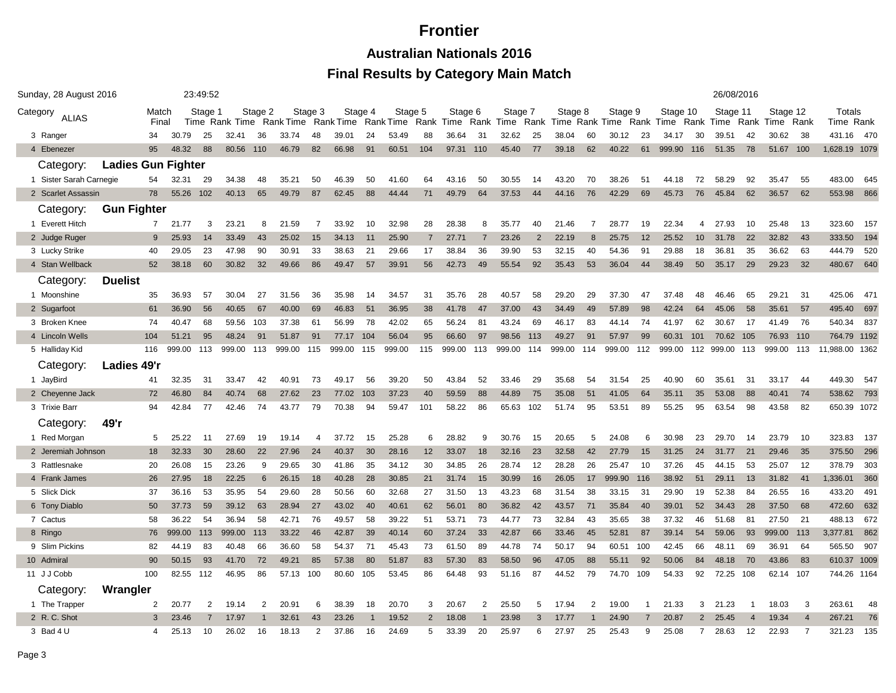# Frontier

## Australian Nationals 2016

### Final Results by Category Main Match

Sunday, 28 August 2016 23:49:52 26/08/2016

| Category ALIAS | Match Final | Stage 1 Time | Rank | Stage 2 Time | Rank | Stage 3 Time | Rank | Stage 4 Time | Rank | Stage 5 Time | Rank | Stage 6 Time | Rank | Stage 7 Time | Rank | Stage 8 Time | Rank | Stage 9 Time | Rank | Stage 10 Time | Rank | Stage 11 Time | Rank | Stage 12 Time | Rank | Totals Time | Rank |
|---|---|---|---|---|---|---|---|---|---|---|---|---|---|---|---|---|---|---|---|---|---|---|---|---|---|---|---|
| 3 Ranger | 34 | 30.79 | 25 | 32.41 | 36 | 33.74 | 48 | 39.01 | 24 | 53.49 | 88 | 36.64 | 31 | 32.62 | 25 | 38.04 | 60 | 30.12 | 23 | 34.17 | 30 | 39.51 | 42 | 30.62 | 38 | 431.16 | 470 |
| 4 Ebenezer | 95 | 48.32 | 88 | 80.56 | 110 | 46.79 | 82 | 66.98 | 91 | 60.51 | 104 | 97.31 | 110 | 45.40 | 77 | 39.18 | 62 | 40.22 | 61 | 999.90 | 116 | 51.35 | 78 | 51.67 | 100 | 1,628.19 | 1079 |
| **Category: Ladies Gun Fighter** | | | | | | | | | | | | | | | | | | | | | | | | | | | |
| 1 Sister Sarah Carnegie | 54 | 32.31 | 29 | 34.38 | 48 | 35.21 | 50 | 46.39 | 50 | 41.60 | 64 | 43.16 | 50 | 30.55 | 14 | 43.20 | 70 | 38.26 | 51 | 44.18 | 72 | 58.29 | 92 | 35.47 | 55 | 483.00 | 645 |
| 2 Scarlet Assassin | 78 | 55.26 | 102 | 40.13 | 65 | 49.79 | 87 | 62.45 | 88 | 44.44 | 71 | 49.79 | 64 | 37.53 | 44 | 44.16 | 76 | 42.29 | 69 | 45.73 | 76 | 45.84 | 62 | 36.57 | 62 | 553.98 | 866 |
| **Category: Gun Fighter** | | | | | | | | | | | | | | | | | | | | | | | | | | | |
| 1 Everett Hitch | 7 | 21.77 | 3 | 23.21 | 8 | 21.59 | 7 | 33.92 | 10 | 32.98 | 28 | 28.38 | 8 | 35.77 | 40 | 21.46 | 7 | 28.77 | 19 | 22.34 | 4 | 27.93 | 10 | 25.48 | 13 | 323.60 | 157 |
| 2 Judge Ruger | 9 | 25.93 | 14 | 33.49 | 43 | 25.02 | 15 | 34.13 | 11 | 25.90 | 7 | 27.71 | 7 | 23.26 | 2 | 22.19 | 8 | 25.75 | 12 | 25.52 | 10 | 31.78 | 22 | 32.82 | 43 | 333.50 | 194 |
| 3 Lucky Strike | 40 | 29.05 | 23 | 47.98 | 90 | 30.91 | 33 | 38.63 | 21 | 29.66 | 17 | 38.84 | 36 | 39.90 | 53 | 32.15 | 40 | 54.36 | 91 | 29.88 | 18 | 36.81 | 35 | 36.62 | 63 | 444.79 | 520 |
| 4 Stan Wellback | 52 | 38.18 | 60 | 30.82 | 32 | 49.66 | 86 | 49.47 | 57 | 39.91 | 56 | 42.73 | 49 | 55.54 | 92 | 35.43 | 53 | 36.04 | 44 | 38.49 | 50 | 35.17 | 29 | 29.23 | 32 | 480.67 | 640 |
| **Category: Duelist** | | | | | | | | | | | | | | | | | | | | | | | | | | | |
| 1 Moonshine | 35 | 36.93 | 57 | 30.04 | 27 | 31.56 | 36 | 35.98 | 14 | 34.57 | 31 | 35.76 | 28 | 40.57 | 58 | 29.20 | 29 | 37.30 | 47 | 37.48 | 48 | 46.46 | 65 | 29.21 | 31 | 425.06 | 471 |
| 2 Sugarfoot | 61 | 36.90 | 56 | 40.65 | 67 | 40.00 | 69 | 46.83 | 51 | 36.95 | 38 | 41.78 | 47 | 37.00 | 43 | 34.49 | 49 | 57.89 | 98 | 42.24 | 64 | 45.06 | 58 | 35.61 | 57 | 495.40 | 697 |
| 3 Broken Knee | 74 | 40.47 | 68 | 59.56 | 103 | 37.38 | 61 | 56.99 | 78 | 42.02 | 65 | 56.24 | 81 | 43.24 | 69 | 46.17 | 83 | 44.14 | 74 | 41.97 | 62 | 30.67 | 17 | 41.49 | 76 | 540.34 | 837 |
| 4 Lincoln Wells | 104 | 51.21 | 95 | 48.24 | 91 | 51.87 | 91 | 77.17 | 104 | 56.04 | 95 | 66.60 | 97 | 98.56 | 113 | 49.27 | 91 | 57.97 | 99 | 60.31 | 101 | 70.62 | 105 | 76.93 | 110 | 764.79 | 1192 |
| 5 Halliday Kid | 116 | 999.00 | 113 | 999.00 | 113 | 999.00 | 115 | 999.00 | 115 | 999.00 | 115 | 999.00 | 113 | 999.00 | 114 | 999.00 | 114 | 999.00 | 112 | 999.00 | 112 | 999.00 | 113 | 999.00 | 113 | 11,988.00 | 1362 |
| **Category: Ladies 49'r** | | | | | | | | | | | | | | | | | | | | | | | | | | | |
| 1 JayBird | 41 | 32.35 | 31 | 33.47 | 42 | 40.91 | 73 | 49.17 | 56 | 39.20 | 50 | 43.84 | 52 | 33.46 | 29 | 35.68 | 54 | 31.54 | 25 | 40.90 | 60 | 35.61 | 31 | 33.17 | 44 | 449.30 | 547 |
| 2 Cheyenne Jack | 72 | 46.80 | 84 | 40.74 | 68 | 27.62 | 23 | 77.02 | 103 | 37.23 | 40 | 59.59 | 88 | 44.89 | 75 | 35.08 | 51 | 41.05 | 64 | 35.11 | 35 | 53.08 | 88 | 40.41 | 74 | 538.62 | 793 |
| 3 Trixie Barr | 94 | 42.84 | 77 | 42.46 | 74 | 43.77 | 79 | 70.38 | 94 | 59.47 | 101 | 58.22 | 86 | 65.63 | 102 | 51.74 | 95 | 53.51 | 89 | 55.25 | 95 | 63.54 | 98 | 43.58 | 82 | 650.39 | 1072 |
| **Category: 49'r** | | | | | | | | | | | | | | | | | | | | | | | | | | | |
| 1 Red Morgan | 5 | 25.22 | 11 | 27.69 | 19 | 19.14 | 4 | 37.72 | 15 | 25.28 | 6 | 28.82 | 9 | 30.76 | 15 | 20.65 | 5 | 24.08 | 6 | 30.98 | 23 | 29.70 | 14 | 23.79 | 10 | 323.83 | 137 |
| 2 Jeremiah Johnson | 18 | 32.33 | 30 | 28.60 | 22 | 27.96 | 24 | 40.37 | 30 | 28.16 | 12 | 33.07 | 18 | 32.16 | 23 | 32.58 | 42 | 27.79 | 15 | 31.25 | 24 | 31.77 | 21 | 29.46 | 35 | 375.50 | 296 |
| 3 Rattlesnake | 20 | 26.08 | 15 | 23.26 | 9 | 29.65 | 30 | 41.86 | 35 | 34.12 | 30 | 34.85 | 26 | 28.74 | 12 | 28.28 | 26 | 25.47 | 10 | 37.26 | 45 | 44.15 | 53 | 25.07 | 12 | 378.79 | 303 |
| 4 Frank James | 26 | 27.95 | 18 | 22.25 | 6 | 26.15 | 18 | 40.28 | 28 | 30.85 | 21 | 31.74 | 15 | 30.99 | 16 | 26.05 | 17 | 999.90 | 116 | 38.92 | 51 | 29.11 | 13 | 31.82 | 41 | 1,336.01 | 360 |
| 5 Slick Dick | 37 | 36.16 | 53 | 35.95 | 54 | 29.60 | 28 | 50.56 | 60 | 32.68 | 27 | 31.50 | 13 | 43.23 | 68 | 31.54 | 38 | 33.15 | 31 | 29.90 | 19 | 52.38 | 84 | 26.55 | 16 | 433.20 | 491 |
| 6 Tony Diablo | 50 | 37.73 | 59 | 39.12 | 63 | 28.94 | 27 | 43.02 | 40 | 40.61 | 62 | 56.01 | 80 | 36.82 | 42 | 43.57 | 71 | 35.84 | 40 | 39.01 | 52 | 34.43 | 28 | 37.50 | 68 | 472.60 | 632 |
| 7 Cactus | 58 | 36.22 | 54 | 36.94 | 58 | 42.71 | 76 | 49.57 | 58 | 39.22 | 51 | 53.71 | 73 | 44.77 | 73 | 32.84 | 43 | 35.65 | 38 | 37.32 | 46 | 51.68 | 81 | 27.50 | 21 | 488.13 | 672 |
| 8 Ringo | 76 | 999.00 | 113 | 999.00 | 113 | 33.22 | 46 | 42.87 | 39 | 40.14 | 60 | 37.24 | 33 | 42.87 | 66 | 33.46 | 45 | 52.81 | 87 | 39.14 | 54 | 59.06 | 93 | 999.00 | 113 | 3,377.81 | 862 |
| 9 Slim Pickins | 82 | 44.19 | 83 | 40.48 | 66 | 36.60 | 58 | 54.37 | 71 | 45.43 | 73 | 61.50 | 89 | 44.78 | 74 | 50.17 | 94 | 60.51 | 100 | 42.45 | 66 | 48.11 | 69 | 36.91 | 64 | 565.50 | 907 |
| 10 Admiral | 90 | 50.15 | 93 | 41.70 | 72 | 49.21 | 85 | 57.38 | 80 | 51.87 | 83 | 57.30 | 83 | 58.50 | 96 | 47.05 | 88 | 55.11 | 92 | 50.06 | 84 | 48.18 | 70 | 43.86 | 83 | 610.37 | 1009 |
| 11 J J Cobb | 100 | 82.55 | 112 | 46.95 | 86 | 57.13 | 100 | 80.60 | 105 | 53.45 | 86 | 64.48 | 93 | 51.16 | 87 | 44.52 | 79 | 74.70 | 109 | 54.33 | 92 | 72.25 | 108 | 62.14 | 107 | 744.26 | 1164 |
| **Category: Wrangler** | | | | | | | | | | | | | | | | | | | | | | | | | | | |
| 1 The Trapper | 2 | 20.77 | 2 | 19.14 | 2 | 20.91 | 6 | 38.39 | 18 | 20.70 | 3 | 20.67 | 2 | 25.50 | 5 | 17.94 | 2 | 19.00 | 1 | 21.33 | 3 | 21.23 | 1 | 18.03 | 3 | 263.61 | 48 |
| 2 R. C. Shot | 3 | 23.46 | 7 | 17.97 | 1 | 32.61 | 43 | 23.26 | 1 | 19.52 | 2 | 18.08 | 1 | 23.98 | 3 | 17.77 | 1 | 24.90 | 7 | 20.87 | 2 | 25.45 | 4 | 19.34 | 4 | 267.21 | 76 |
| 3 Bad 4 U | 4 | 25.13 | 10 | 26.02 | 16 | 18.13 | 2 | 37.86 | 16 | 24.69 | 5 | 33.39 | 20 | 25.97 | 6 | 27.97 | 25 | 25.43 | 9 | 25.08 | 7 | 28.63 | 12 | 22.93 | 7 | 321.23 | 135 |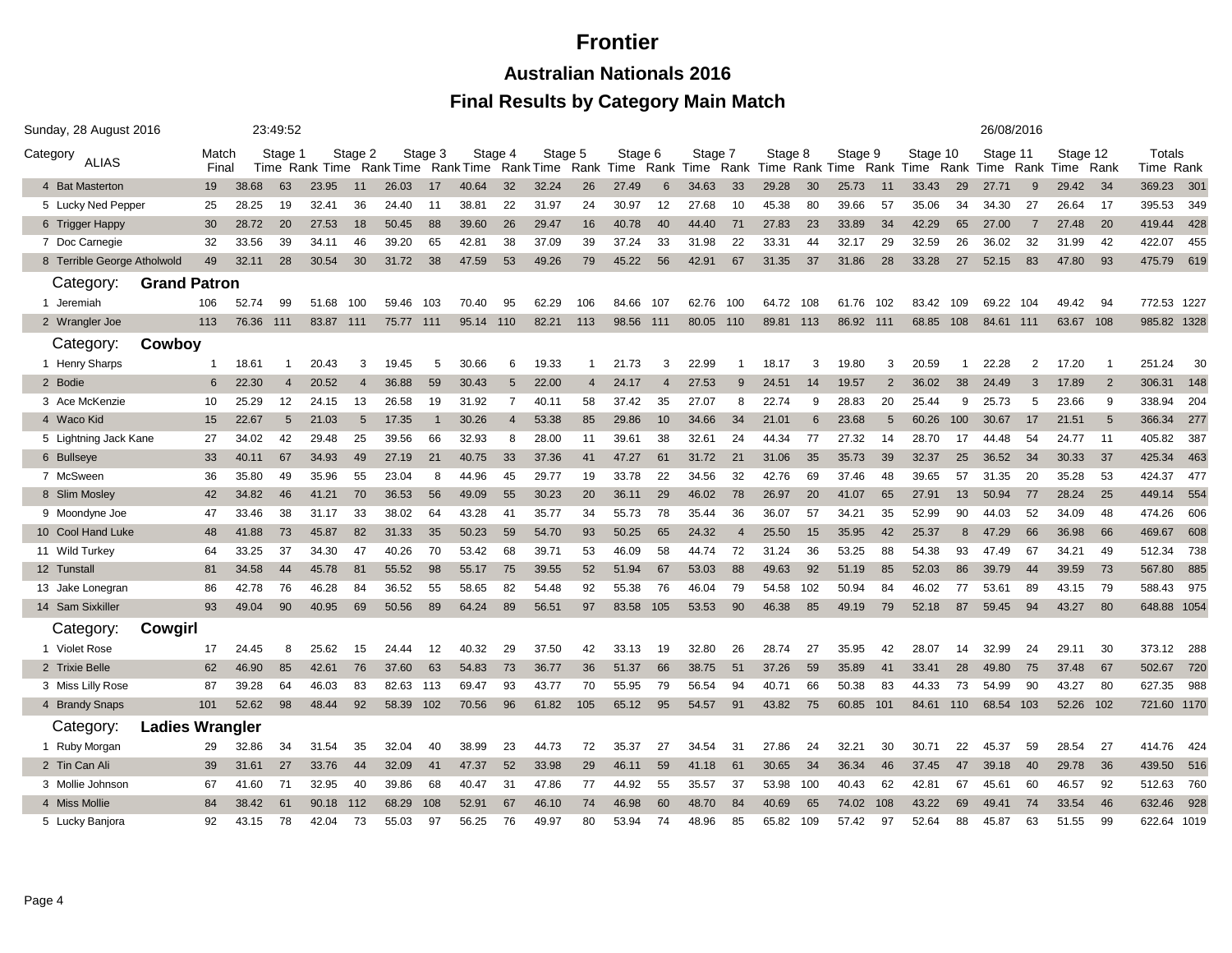# Frontier

## Australian Nationals 2016

### Final Results by Category Main Match

Sunday, 28 August 2016 23:49:52 26/08/2016

| Category ALIAS | Match Final | Stage 1 Time | Rank | Stage 2 Time | Rank | Stage 3 Time | Rank | Stage 4 Time | Rank | Stage 5 Time | Rank | Stage 6 Time | Rank | Stage 7 Time | Rank | Stage 8 Time | Rank | Stage 9 Time | Rank | Stage 10 Time | Rank | Stage 11 Time | Rank | Stage 12 Time | Rank | Totals Time | Rank |
|---|---|---|---|---|---|---|---|---|---|---|---|---|---|---|---|---|---|---|---|---|---|---|---|---|---|---|---|
| 4 Bat Masterton | 19 | 38.68 | 63 | 23.95 | 11 | 26.03 | 17 | 40.64 | 32 | 32.24 | 26 | 27.49 | 6 | 34.63 | 33 | 29.28 | 30 | 25.73 | 11 | 33.43 | 29 | 27.71 | 9 | 29.42 | 34 | 369.23 | 301 |
| 5 Lucky Ned Pepper | 25 | 28.25 | 19 | 32.41 | 36 | 24.40 | 11 | 38.81 | 22 | 31.97 | 24 | 30.97 | 12 | 27.68 | 10 | 45.38 | 80 | 39.66 | 57 | 35.06 | 34 | 34.30 | 27 | 26.64 | 17 | 395.53 | 349 |
| 6 Trigger Happy | 30 | 28.72 | 20 | 27.53 | 18 | 50.45 | 88 | 39.60 | 26 | 29.47 | 16 | 40.78 | 40 | 44.40 | 71 | 27.83 | 23 | 33.89 | 34 | 42.29 | 65 | 27.00 | 7 | 27.48 | 20 | 419.44 | 428 |
| 7 Doc Carnegie | 32 | 33.56 | 39 | 34.11 | 46 | 39.20 | 65 | 42.81 | 38 | 37.09 | 39 | 37.24 | 33 | 31.98 | 22 | 33.31 | 44 | 32.17 | 29 | 32.59 | 26 | 36.02 | 32 | 31.99 | 42 | 422.07 | 455 |
| 8 Terrible George Atholwold | 49 | 32.11 | 28 | 30.54 | 30 | 31.72 | 38 | 47.59 | 53 | 49.26 | 79 | 45.22 | 56 | 42.91 | 67 | 31.35 | 37 | 31.86 | 28 | 33.28 | 27 | 52.15 | 83 | 47.80 | 93 | 475.79 | 619 |
| **Category: Grand Patron** | | | | | | | | | | | | | | | | | | | | | | | | | | | |
| 1 Jeremiah | 106 | 52.74 | 99 | 51.68 | 100 | 59.46 | 103 | 70.40 | 95 | 62.29 | 106 | 84.66 | 107 | 62.76 | 100 | 64.72 | 108 | 61.76 | 102 | 83.42 | 109 | 69.22 | 104 | 49.42 | 94 | 772.53 | 1227 |
| 2 Wrangler Joe | 113 | 76.36 | 111 | 83.87 | 111 | 75.77 | 111 | 95.14 | 110 | 82.21 | 113 | 98.56 | 111 | 80.05 | 110 | 89.81 | 113 | 86.92 | 111 | 68.85 | 108 | 84.61 | 111 | 63.67 | 108 | 985.82 | 1328 |
| **Category: Cowboy** | | | | | | | | | | | | | | | | | | | | | | | | | | | |
| 1 Henry Sharps | 1 | 18.61 | 1 | 20.43 | 3 | 19.45 | 5 | 30.66 | 6 | 19.33 | 1 | 21.73 | 3 | 22.99 | 1 | 18.17 | 3 | 19.80 | 3 | 20.59 | 1 | 22.28 | 2 | 17.20 | 1 | 251.24 | 30 |
| 2 Bodie | 6 | 22.30 | 4 | 20.52 | 4 | 36.88 | 59 | 30.43 | 5 | 22.00 | 4 | 24.17 | 4 | 27.53 | 9 | 24.51 | 14 | 19.57 | 2 | 36.02 | 38 | 24.49 | 3 | 17.89 | 2 | 306.31 | 148 |
| 3 Ace McKenzie | 10 | 25.29 | 12 | 24.15 | 13 | 26.58 | 19 | 31.92 | 7 | 40.11 | 58 | 37.42 | 35 | 27.07 | 8 | 22.74 | 9 | 28.83 | 20 | 25.44 | 9 | 25.73 | 5 | 23.66 | 9 | 338.94 | 204 |
| 4 Waco Kid | 15 | 22.67 | 5 | 21.03 | 5 | 17.35 | 1 | 30.26 | 4 | 53.38 | 85 | 29.86 | 10 | 34.66 | 34 | 21.01 | 6 | 23.68 | 5 | 60.26 | 100 | 30.67 | 17 | 21.51 | 5 | 366.34 | 277 |
| 5 Lightning Jack Kane | 27 | 34.02 | 42 | 29.48 | 25 | 39.56 | 66 | 32.93 | 8 | 28.00 | 11 | 39.61 | 38 | 32.61 | 24 | 44.34 | 77 | 27.32 | 14 | 28.70 | 17 | 44.48 | 54 | 24.77 | 11 | 405.82 | 387 |
| 6 Bullseye | 33 | 40.11 | 67 | 34.93 | 49 | 27.19 | 21 | 40.75 | 33 | 37.36 | 41 | 47.27 | 61 | 31.72 | 21 | 31.06 | 35 | 35.73 | 39 | 32.37 | 25 | 36.52 | 34 | 30.33 | 37 | 425.34 | 463 |
| 7 McSween | 36 | 35.80 | 49 | 35.96 | 55 | 23.04 | 8 | 44.96 | 45 | 29.77 | 19 | 33.78 | 22 | 34.56 | 32 | 42.76 | 69 | 37.46 | 48 | 39.65 | 57 | 31.35 | 20 | 35.28 | 53 | 424.37 | 477 |
| 8 Slim Mosley | 42 | 34.82 | 46 | 41.21 | 70 | 36.53 | 56 | 49.09 | 55 | 30.23 | 20 | 36.11 | 29 | 46.02 | 78 | 26.97 | 20 | 41.07 | 65 | 27.91 | 13 | 50.94 | 77 | 28.24 | 25 | 449.14 | 554 |
| 9 Moondyne Joe | 47 | 33.46 | 38 | 31.17 | 33 | 38.02 | 64 | 43.28 | 41 | 35.77 | 34 | 55.73 | 78 | 35.44 | 36 | 36.07 | 57 | 34.21 | 35 | 52.99 | 90 | 44.03 | 52 | 34.09 | 48 | 474.26 | 606 |
| 10 Cool Hand Luke | 48 | 41.88 | 73 | 45.87 | 82 | 31.33 | 35 | 50.23 | 59 | 54.70 | 93 | 50.25 | 65 | 24.32 | 4 | 25.50 | 15 | 35.95 | 42 | 25.37 | 8 | 47.29 | 66 | 36.98 | 66 | 469.67 | 608 |
| 11 Wild Turkey | 64 | 33.25 | 37 | 34.30 | 47 | 40.26 | 70 | 53.42 | 68 | 39.71 | 53 | 46.09 | 58 | 44.74 | 72 | 31.24 | 36 | 53.25 | 88 | 54.38 | 93 | 47.49 | 67 | 34.21 | 49 | 512.34 | 738 |
| 12 Tunstall | 81 | 34.58 | 44 | 45.78 | 81 | 55.52 | 98 | 55.17 | 75 | 39.55 | 52 | 51.94 | 67 | 53.03 | 88 | 49.63 | 92 | 51.19 | 85 | 52.03 | 86 | 39.79 | 44 | 39.59 | 73 | 567.80 | 885 |
| 13 Jake Lonegran | 86 | 42.78 | 76 | 46.28 | 84 | 36.52 | 55 | 58.65 | 82 | 54.48 | 92 | 55.38 | 76 | 46.04 | 79 | 54.58 | 102 | 50.94 | 84 | 46.02 | 77 | 53.61 | 89 | 43.15 | 79 | 588.43 | 975 |
| 14 Sam Sixkiller | 93 | 49.04 | 90 | 40.95 | 69 | 50.56 | 89 | 64.24 | 89 | 56.51 | 97 | 83.58 | 105 | 53.53 | 90 | 46.38 | 85 | 49.19 | 79 | 52.18 | 87 | 59.45 | 94 | 43.27 | 80 | 648.88 | 1054 |
| **Category: Cowgirl** | | | | | | | | | | | | | | | | | | | | | | | | | | | |
| 1 Violet Rose | 17 | 24.45 | 8 | 25.62 | 15 | 24.44 | 12 | 40.32 | 29 | 37.50 | 42 | 33.13 | 19 | 32.80 | 26 | 28.74 | 27 | 35.95 | 42 | 28.07 | 14 | 32.99 | 24 | 29.11 | 30 | 373.12 | 288 |
| 2 Trixie Belle | 62 | 46.90 | 85 | 42.61 | 76 | 37.60 | 63 | 54.83 | 73 | 36.77 | 36 | 51.37 | 66 | 38.75 | 51 | 37.26 | 59 | 35.89 | 41 | 33.41 | 28 | 49.80 | 75 | 37.48 | 67 | 502.67 | 720 |
| 3 Miss Lilly Rose | 87 | 39.28 | 64 | 46.03 | 83 | 82.63 | 113 | 69.47 | 93 | 43.77 | 70 | 55.95 | 79 | 56.54 | 94 | 40.71 | 66 | 50.38 | 83 | 44.33 | 73 | 54.99 | 90 | 43.27 | 80 | 627.35 | 988 |
| 4 Brandy Snaps | 101 | 52.62 | 98 | 48.44 | 92 | 58.39 | 102 | 70.56 | 96 | 61.82 | 105 | 65.12 | 95 | 54.57 | 91 | 43.82 | 75 | 60.85 | 101 | 84.61 | 110 | 68.54 | 103 | 52.26 | 102 | 721.60 | 1170 |
| **Category: Ladies Wrangler** | | | | | | | | | | | | | | | | | | | | | | | | | | | |
| 1 Ruby Morgan | 29 | 32.86 | 34 | 31.54 | 35 | 32.04 | 40 | 38.99 | 23 | 44.73 | 72 | 35.37 | 27 | 34.54 | 31 | 27.86 | 24 | 32.21 | 30 | 30.71 | 22 | 45.37 | 59 | 28.54 | 27 | 414.76 | 424 |
| 2 Tin Can Ali | 39 | 31.61 | 27 | 33.76 | 44 | 32.09 | 41 | 47.37 | 52 | 33.98 | 29 | 46.11 | 59 | 41.18 | 61 | 30.65 | 34 | 36.34 | 46 | 37.45 | 47 | 39.18 | 40 | 29.78 | 36 | 439.50 | 516 |
| 3 Mollie Johnson | 67 | 41.60 | 71 | 32.95 | 40 | 39.86 | 68 | 40.47 | 31 | 47.86 | 77 | 44.92 | 55 | 35.57 | 37 | 53.98 | 100 | 40.43 | 62 | 42.81 | 67 | 45.61 | 60 | 46.57 | 92 | 512.63 | 760 |
| 4 Miss Mollie | 84 | 38.42 | 61 | 90.18 | 112 | 68.29 | 108 | 52.91 | 67 | 46.10 | 74 | 46.98 | 60 | 48.70 | 84 | 40.69 | 65 | 74.02 | 108 | 43.22 | 69 | 49.41 | 74 | 33.54 | 46 | 632.46 | 928 |
| 5 Lucky Banjora | 92 | 43.15 | 78 | 42.04 | 73 | 55.03 | 97 | 56.25 | 76 | 49.97 | 80 | 53.94 | 74 | 48.96 | 85 | 65.82 | 109 | 57.42 | 97 | 52.64 | 88 | 45.87 | 63 | 51.55 | 99 | 622.64 | 1019 |